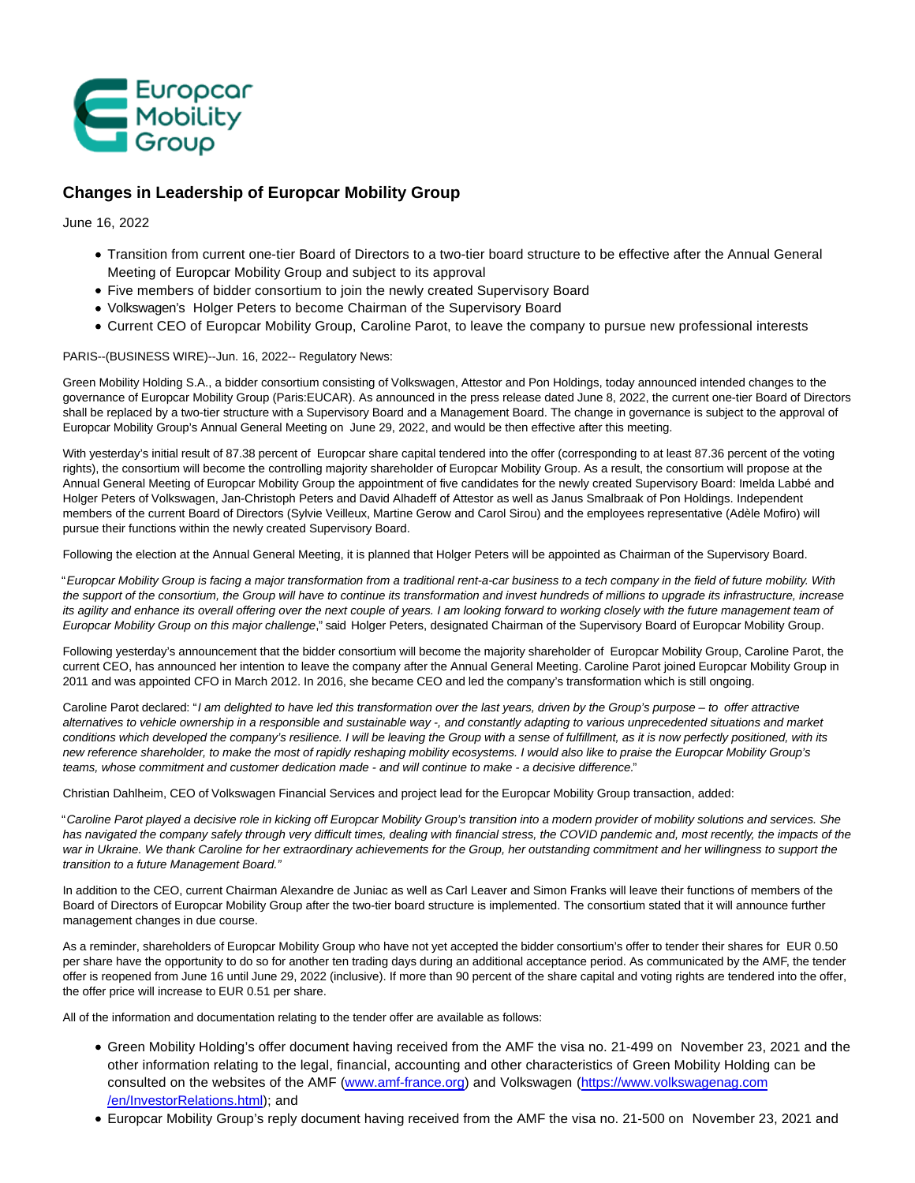# Changes in Leadership of Europcar Mobility Group

June 16, 2022

- Transition from current one-tier Board of Directors to a two-tier board structure to be effective after the Annual General Meeting of Europcar Mobility Group and subject to its approval
- Five members of bidder consortium to join the newly created Supervisory Board
- Volkswagen's Holger Peters to become Chairman of the Supervisory Board
- Current CEO of Europcar Mobility Group, Caroline Parot, to leave the company to pursue new professional interests

PARIS--(BUSINESS WIRE)--Jun. 16, 2022-- Regulatory News:

Green Mobility Holding S.A., a bidder consortium consisting of Volkswagen, Attestor and Pon Holdings, today announced intended changes to the governance of Europcar Mobility Group (Paris:EUCAR). As announced in the press release dated June 8, 2022, the current one-tier Board of Directors shall be replaced by a two-tier structure with a Supervisory Board and a Management Board. The change in governance is subject to the approval of Europcar Mobility Group's Annual General Meeting on June 29, 2022, and would be then effective after this meeting.

With yesterday's initial result of 87.38 percent of Europcar share capital tendered into the offer (corresponding to at least 87.36 percent of the voting rights), the consortium will become the controlling majority shareholder of Europcar Mobility Group. As a result, the consortium will propose at the Annual General Meeting of Europcar Mobility Group the appointment of five candidates for the newly created Supervisory Board: Imelda Labbé and Holger Peters of Volkswagen, Jan-Christoph Peters and David Alhadeff of Attestor as well as Janus Smalbraak of Pon Holdings. Independent members of the current Board of Directors (Sylvie Veilleux, Martine Gerow and Carol Sirou) and the employees representative (Adèle Mofiro) will pursue their functions within the newly created Supervisory Board.

Following the election at the Annual General Meeting, it is planned that Holger Peters will be appointed as Chairman of the Supervisory Board.

"*Europcar Mobility Group is facing a major transformation from a traditional rent-a-car business to a tech company in the field of future mobility. With the support of the consortium, the Group will have to continue its transformation and invest hundreds of millions to upgrade its infrastructure, increase its agility and enhance its overall offering over the next couple of years. I am looking forward to working closely with the future management team of Europcar Mobility Group on this major challenge*," said Holger Peters, designated Chairman of the Supervisory Board of Europcar Mobility Group.

Following yesterday's announcement that the bidder consortium will become the majority shareholder of Europcar Mobility Group, Caroline Parot, the current CEO, has announced her intention to leave the company after the Annual General Meeting. Caroline Parot joined Europcar Mobility Group in 2011 and was appointed CFO in March 2012. In 2016, she became CEO and led the company's transformation which is still ongoing.

Caroline Parot declared: "*I am delighted to have led this transformation over the last years, driven by the Group's purpose – to offer attractive alternatives to vehicle ownership in a responsible and sustainable way -, and constantly adapting to various unprecedented situations and market conditions which developed the company's resilience. I will be leaving the Group with a sense of fulfillment, as it is now perfectly positioned, with its new reference shareholder, to make the most of rapidly reshaping mobility ecosystems. I would also like to praise the Europcar Mobility Group's teams, whose commitment and customer dedication made - and will continue to make - a decisive difference.*"

Christian Dahlheim, CEO of Volkswagen Financial Services and project lead for the Europcar Mobility Group transaction, added:

"*Caroline Parot played a decisive role in kicking off Europcar Mobility Group's transition into a modern provider of mobility solutions and services. She has navigated the company safely through very difficult times, dealing with financial stress, the COVID pandemic and, most recently, the impacts of the war in Ukraine. We thank Caroline for her extraordinary achievements for the Group, her outstanding commitment and her willingness to support the transition to a future Management Board.*"

In addition to the CEO, current Chairman Alexandre de Juniac as well as Carl Leaver and Simon Franks will leave their functions of members of the Board of Directors of Europcar Mobility Group after the two-tier board structure is implemented. The consortium stated that it will announce further management changes in due course.

As a reminder, shareholders of Europcar Mobility Group who have not yet accepted the bidder consortium's offer to tender their shares for EUR 0.50 per share have the opportunity to do so for another ten trading days during an additional acceptance period. As communicated by the AMF, the tender offer is reopened from June 16 until June 29, 2022 (inclusive). If more than 90 percent of the share capital and voting rights are tendered into the offer, the offer price will increase to EUR 0.51 per share.

All of the information and documentation relating to the tender offer are available as follows:

- Green Mobility Holding's offer document having received from the AMF the visa no. 21-499 on November 23, 2021 and the other information relating to the legal, financial, accounting and other characteristics of Green Mobility Holding can be consulted on the websites of the AMF ([www.amf-france.org](www.amf-france.org)) and Volkswagen ([https://www.volkswagenag.com/en/InvestorRelations.html](https://www.volkswagenag.com/en/InvestorRelations.html)); and
- Europcar Mobility Group's reply document having received from the AMF the visa no. 21-500 on November 23, 2021 and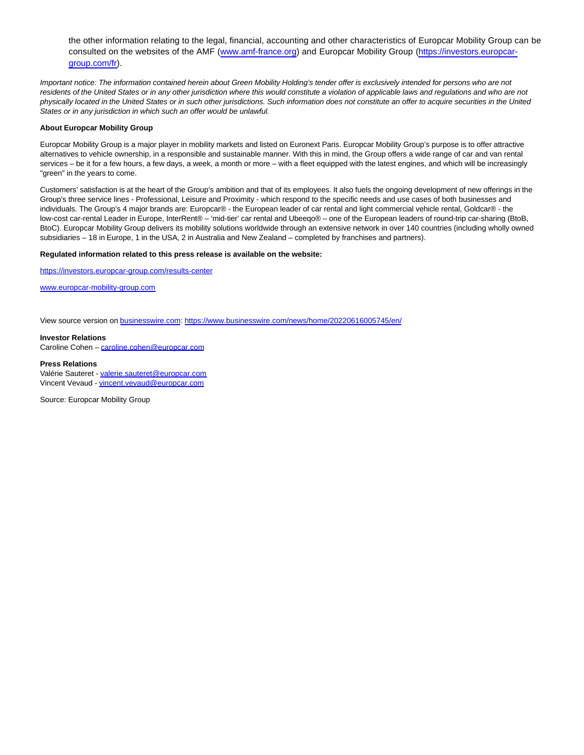the other information relating to the legal, financial, accounting and other characteristics of Europcar Mobility Group can be consulted on the websites of the AMF (www.amf-france.org) and Europcar Mobility Group (https://investors.europcar-group.com/fr).

*Important notice: The information contained herein about Green Mobility Holding's tender offer is exclusively intended for persons who are not residents of the United States or in any other jurisdiction where this would constitute a violation of applicable laws and regulations and who are not physically located in the United States or in such other jurisdictions. Such information does not constitute an offer to acquire securities in the United States or in any jurisdiction in which such an offer would be unlawful.*

**About Europcar Mobility Group**

Europcar Mobility Group is a major player in mobility markets and listed on Euronext Paris. Europcar Mobility Group's purpose is to offer attractive alternatives to vehicle ownership, in a responsible and sustainable manner. With this in mind, the Group offers a wide range of car and van rental services – be it for a few hours, a few days, a week, a month or more – with a fleet equipped with the latest engines, and which will be increasingly "green" in the years to come.

Customers' satisfaction is at the heart of the Group's ambition and that of its employees. It also fuels the ongoing development of new offerings in the Group's three service lines - Professional, Leisure and Proximity - which respond to the specific needs and use cases of both businesses and individuals. The Group's 4 major brands are: Europcar® - the European leader of car rental and light commercial vehicle rental, Goldcar® - the low-cost car-rental Leader in Europe, InterRent® – 'mid-tier' car rental and Ubeeqo® – one of the European leaders of round-trip car-sharing (BtoB, BtoC). Europcar Mobility Group delivers its mobility solutions worldwide through an extensive network in over 140 countries (including wholly owned subsidiaries – 18 in Europe, 1 in the USA, 2 in Australia and New Zealand – completed by franchises and partners).

**Regulated information related to this press release is available on the website:**

https://investors.europcar-group.com/results-center

www.europcar-mobility-group.com

View source version on businesswire.com: https://www.businesswire.com/news/home/20220616005745/en/

**Investor Relations**
Caroline Cohen – caroline.cohen@europcar.com

**Press Relations**
Valérie Sauteret - valerie.sauteret@europcar.com
Vincent Vevaud - vincent.vevaud@europcar.com

Source: Europcar Mobility Group